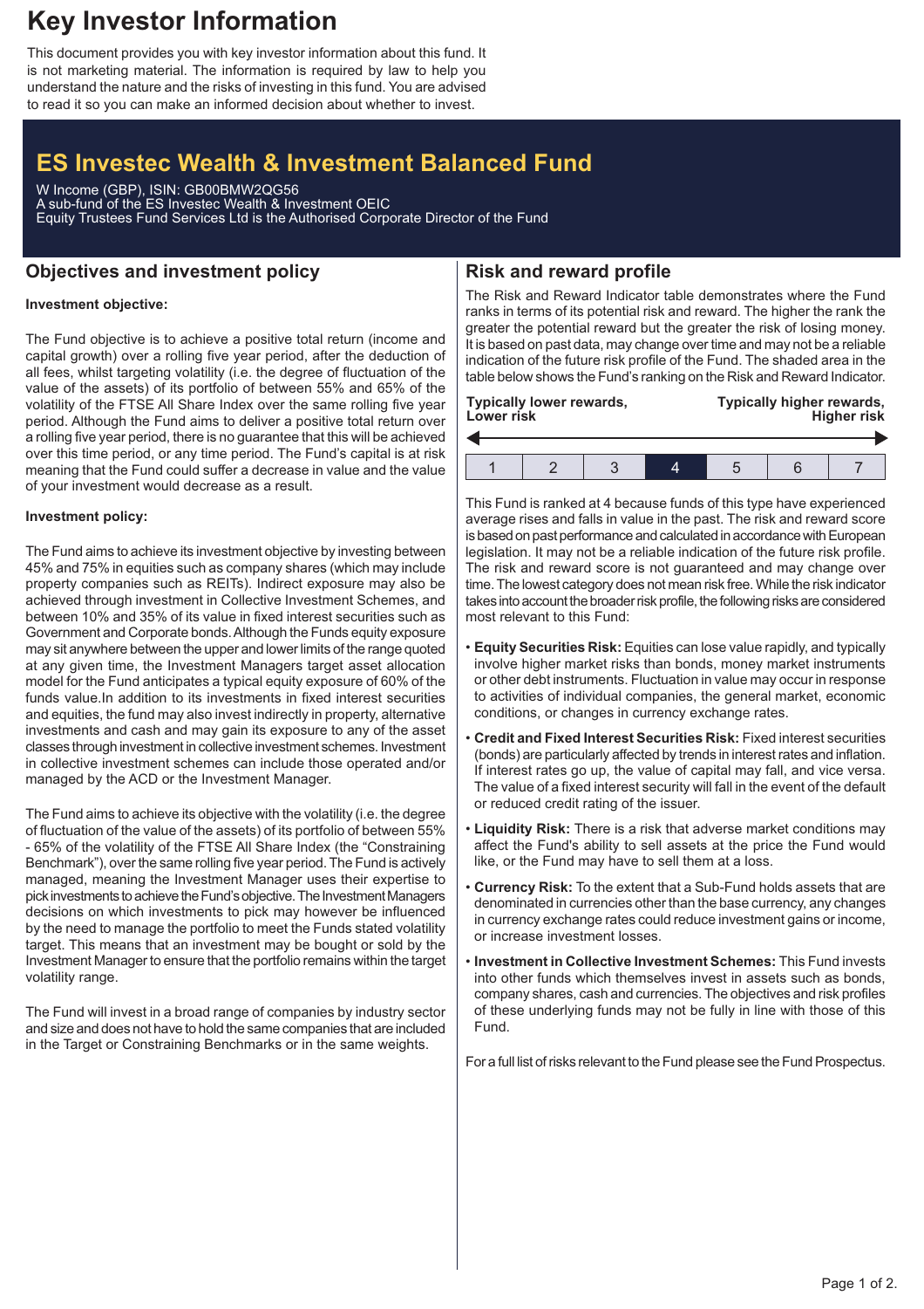# Key Investor Information

This document provides you with key investor information about this fund. It is not marketing material. The information is required by law to help you understand the nature and the risks of investing in this fund. You are advised to read it so you can make an informed decision about whether to invest.

## ES Investec Wealth & Investment Balanced Fund

W Income (GBP), ISIN: GB00BMW2QG56
A sub-fund of the ES Investec Wealth & Investment OEIC
Equity Trustees Fund Services Ltd is the Authorised Corporate Director of the Fund

## Objectives and investment policy

**Investment objective:**

The Fund objective is to achieve a positive total return (income and capital growth) over a rolling five year period, after the deduction of all fees, whilst targeting volatility (i.e. the degree of fluctuation of the value of the assets) of its portfolio of between 55% and 65% of the volatility of the FTSE All Share Index over the same rolling five year period. Although the Fund aims to deliver a positive total return over a rolling five year period, there is no guarantee that this will be achieved over this time period, or any time period. The Fund's capital is at risk meaning that the Fund could suffer a decrease in value and the value of your investment would decrease as a result.

**Investment policy:**

The Fund aims to achieve its investment objective by investing between 45% and 75% in equities such as company shares (which may include property companies such as REITs). Indirect exposure may also be achieved through investment in Collective Investment Schemes, and between 10% and 35% of its value in fixed interest securities such as Government and Corporate bonds. Although the Funds equity exposure may sit anywhere between the upper and lower limits of the range quoted at any given time, the Investment Managers target asset allocation model for the Fund anticipates a typical equity exposure of 60% of the funds value.In addition to its investments in fixed interest securities and equities, the fund may also invest indirectly in property, alternative investments and cash and may gain its exposure to any of the asset classes through investment in collective investment schemes. Investment in collective investment schemes can include those operated and/or managed by the ACD or the Investment Manager.

The Fund aims to achieve its objective with the volatility (i.e. the degree of fluctuation of the value of the assets) of its portfolio of between 55% - 65% of the volatility of the FTSE All Share Index (the "Constraining Benchmark"), over the same rolling five year period. The Fund is actively managed, meaning the Investment Manager uses their expertise to pick investments to achieve the Fund's objective. The Investment Managers decisions on which investments to pick may however be influenced by the need to manage the portfolio to meet the Funds stated volatility target. This means that an investment may be bought or sold by the Investment Manager to ensure that the portfolio remains within the target volatility range.

The Fund will invest in a broad range of companies by industry sector and size and does not have to hold the same companies that are included in the Target or Constraining Benchmarks or in the same weights.

## Risk and reward profile

The Risk and Reward Indicator table demonstrates where the Fund ranks in terms of its potential risk and reward. The higher the rank the greater the potential reward but the greater the risk of losing money. It is based on past data, may change over time and may not be a reliable indication of the future risk profile of the Fund. The shaded area in the table below shows the Fund's ranking on the Risk and Reward Indicator.

**Typically lower rewards, Lower risk** ← → **Typically higher rewards, Higher risk**

| 1 | 2 | 3 | **4** | 5 | 6 | 7 |
|---|---|---|---|---|---|---|

This Fund is ranked at 4 because funds of this type have experienced average rises and falls in value in the past. The risk and reward score is based on past performance and calculated in accordance with European legislation. It may not be a reliable indication of the future risk profile. The risk and reward score is not guaranteed and may change over time. The lowest category does not mean risk free. While the risk indicator takes into account the broader risk profile, the following risks are considered most relevant to this Fund:

- **Equity Securities Risk:** Equities can lose value rapidly, and typically involve higher market risks than bonds, money market instruments or other debt instruments. Fluctuation in value may occur in response to activities of individual companies, the general market, economic conditions, or changes in currency exchange rates.
- **Credit and Fixed Interest Securities Risk:** Fixed interest securities (bonds) are particularly affected by trends in interest rates and inflation. If interest rates go up, the value of capital may fall, and vice versa. The value of a fixed interest security will fall in the event of the default or reduced credit rating of the issuer.
- **Liquidity Risk:** There is a risk that adverse market conditions may affect the Fund's ability to sell assets at the price the Fund would like, or the Fund may have to sell them at a loss.
- **Currency Risk:** To the extent that a Sub-Fund holds assets that are denominated in currencies other than the base currency, any changes in currency exchange rates could reduce investment gains or income, or increase investment losses.
- **Investment in Collective Investment Schemes:** This Fund invests into other funds which themselves invest in assets such as bonds, company shares, cash and currencies. The objectives and risk profiles of these underlying funds may not be fully in line with those of this Fund.

For a full list of risks relevant to the Fund please see the Fund Prospectus.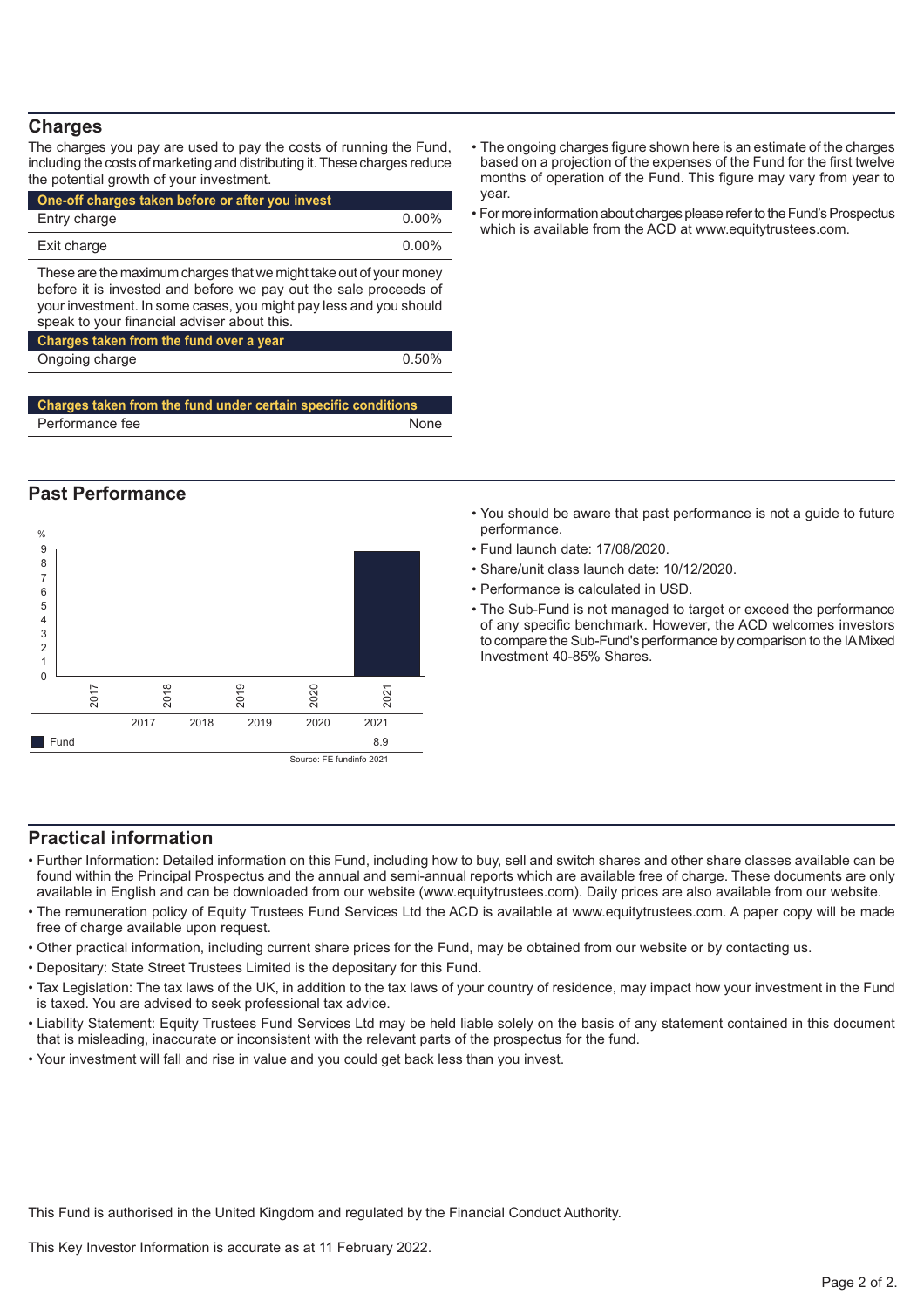## Charges

The charges you pay are used to pay the costs of running the Fund, including the costs of marketing and distributing it. These charges reduce the potential growth of your investment.

| **One-off charges taken before or after you invest** | |
|---|---|
| Entry charge | 0.00% |
| Exit charge | 0.00% |

These are the maximum charges that we might take out of your money before it is invested and before we pay out the sale proceeds of your investment. In some cases, you might pay less and you should speak to your financial adviser about this.

| **Charges taken from the fund over a year** | |
|---|---|
| Ongoing charge | 0.50% |

| **Charges taken from the fund under certain specific conditions** | |
|---|---|
| Performance fee | None |

- The ongoing charges figure shown here is an estimate of the charges based on a projection of the expenses of the Fund for the first twelve months of operation of the Fund. This figure may vary from year to year.
- For more information about charges please refer to the Fund's Prospectus which is available from the ACD at www.equitytrustees.com.

## Past Performance

%
9
8
7
6
5
4
3
2
1
0

2017 2018 2019 2020 2021

2017 2018 2019 2020 2021
Fund 8.9

Source: FE fundinfo 2021

- You should be aware that past performance is not a guide to future performance.
- Fund launch date: 17/08/2020.
- Share/unit class launch date: 10/12/2020.
- Performance is calculated in USD.
- The Sub-Fund is not managed to target or exceed the performance of any specific benchmark. However, the ACD welcomes investors to compare the Sub-Fund's performance by comparison to the IA Mixed Investment 40-85% Shares.

## Practical information

- Further Information: Detailed information on this Fund, including how to buy, sell and switch shares and other share classes available can be found within the Principal Prospectus and the annual and semi-annual reports which are available free of charge. These documents are only available in English and can be downloaded from our website (www.equitytrustees.com). Daily prices are also available from our website.
- The remuneration policy of Equity Trustees Fund Services Ltd the ACD is available at www.equitytrustees.com. A paper copy will be made free of charge available upon request.
- Other practical information, including current share prices for the Fund, may be obtained from our website or by contacting us.
- Depositary: State Street Trustees Limited is the depositary for this Fund.
- Tax Legislation: The tax laws of the UK, in addition to the tax laws of your country of residence, may impact how your investment in the Fund is taxed. You are advised to seek professional tax advice.
- Liability Statement: Equity Trustees Fund Services Ltd may be held liable solely on the basis of any statement contained in this document that is misleading, inaccurate or inconsistent with the relevant parts of the prospectus for the fund.
- Your investment will fall and rise in value and you could get back less than you invest.

This Fund is authorised in the United Kingdom and regulated by the Financial Conduct Authority.

This Key Investor Information is accurate as at 11 February 2022.